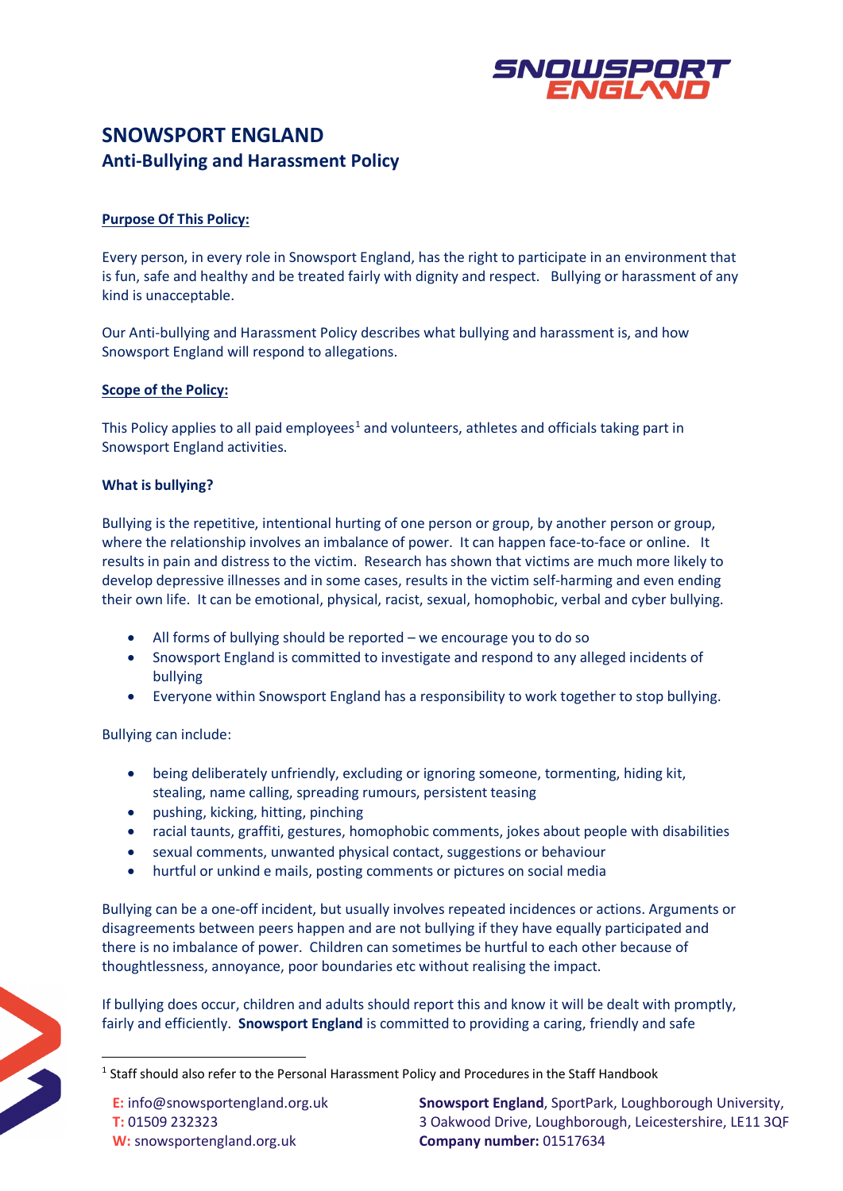# SNOWSPORT ENGLAND

## Anti-Bullying and Harassment Policy

**Purpose Of This Policy:**

Every person, in every role in Snowsport England, has the right to participate in an environment that is fun, safe and healthy and be treated fairly with dignity and respect. Bullying or harassment of any kind is unacceptable.

Our Anti-bullying and Harassment Policy describes what bullying and harassment is, and how Snowsport England will respond to allegations.

**Scope of the Policy:**

This Policy applies to all paid employees[1] and volunteers, athletes and officials taking part in Snowsport England activities.

**What is bullying?**

Bullying is the repetitive, intentional hurting of one person or group, by another person or group, where the relationship involves an imbalance of power. It can happen face-to-face or online. It results in pain and distress to the victim. Research has shown that victims are much more likely to develop depressive illnesses and in some cases, results in the victim self-harming and even ending their own life. It can be emotional, physical, racist, sexual, homophobic, verbal and cyber bullying.

- All forms of bullying should be reported – we encourage you to do so
- Snowsport England is committed to investigate and respond to any alleged incidents of bullying
- Everyone within Snowsport England has a responsibility to work together to stop bullying.

Bullying can include:

- being deliberately unfriendly, excluding or ignoring someone, tormenting, hiding kit, stealing, name calling, spreading rumours, persistent teasing
- pushing, kicking, hitting, pinching
- racial taunts, graffiti, gestures, homophobic comments, jokes about people with disabilities
- sexual comments, unwanted physical contact, suggestions or behaviour
- hurtful or unkind e mails, posting comments or pictures on social media

Bullying can be a one-off incident, but usually involves repeated incidences or actions. Arguments or disagreements between peers happen and are not bullying if they have equally participated and there is no imbalance of power. Children can sometimes be hurtful to each other because of thoughtlessness, annoyance, poor boundaries etc without realising the impact.

If bullying does occur, children and adults should report this and know it will be dealt with promptly, fairly and efficiently. **Snowsport England** is committed to providing a caring, friendly and safe

[1] Staff should also refer to the Personal Harassment Policy and Procedures in the Staff Handbook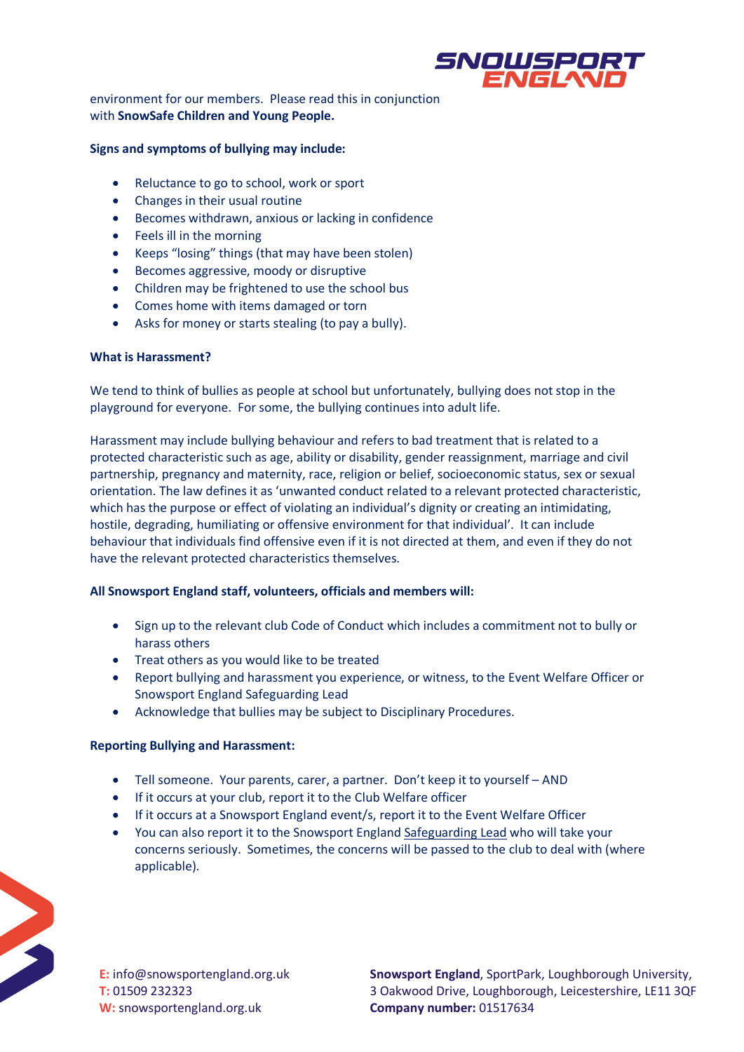environment for our members. Please read this in conjunction with **SnowSafe Children and Young People.**

**Signs and symptoms of bullying may include:**

- Reluctance to go to school, work or sport
- Changes in their usual routine
- Becomes withdrawn, anxious or lacking in confidence
- Feels ill in the morning
- Keeps "losing" things (that may have been stolen)
- Becomes aggressive, moody or disruptive
- Children may be frightened to use the school bus
- Comes home with items damaged or torn
- Asks for money or starts stealing (to pay a bully).

**What is Harassment?**

We tend to think of bullies as people at school but unfortunately, bullying does not stop in the playground for everyone. For some, the bullying continues into adult life.

Harassment may include bullying behaviour and refers to bad treatment that is related to a protected characteristic such as age, ability or disability, gender reassignment, marriage and civil partnership, pregnancy and maternity, race, religion or belief, socioeconomic status, sex or sexual orientation. The law defines it as 'unwanted conduct related to a relevant protected characteristic, which has the purpose or effect of violating an individual's dignity or creating an intimidating, hostile, degrading, humiliating or offensive environment for that individual'. It can include behaviour that individuals find offensive even if it is not directed at them, and even if they do not have the relevant protected characteristics themselves.

**All Snowsport England staff, volunteers, officials and members will:**

- Sign up to the relevant club Code of Conduct which includes a commitment not to bully or harass others
- Treat others as you would like to be treated
- Report bullying and harassment you experience, or witness, to the Event Welfare Officer or Snowsport England Safeguarding Lead
- Acknowledge that bullies may be subject to Disciplinary Procedures.

**Reporting Bullying and Harassment:**

- Tell someone. Your parents, carer, a partner. Don't keep it to yourself – AND
- If it occurs at your club, report it to the Club Welfare officer
- If it occurs at a Snowsport England event/s, report it to the Event Welfare Officer
- You can also report it to the Snowsport England Safeguarding Lead who will take your concerns seriously. Sometimes, the concerns will be passed to the club to deal with (where applicable).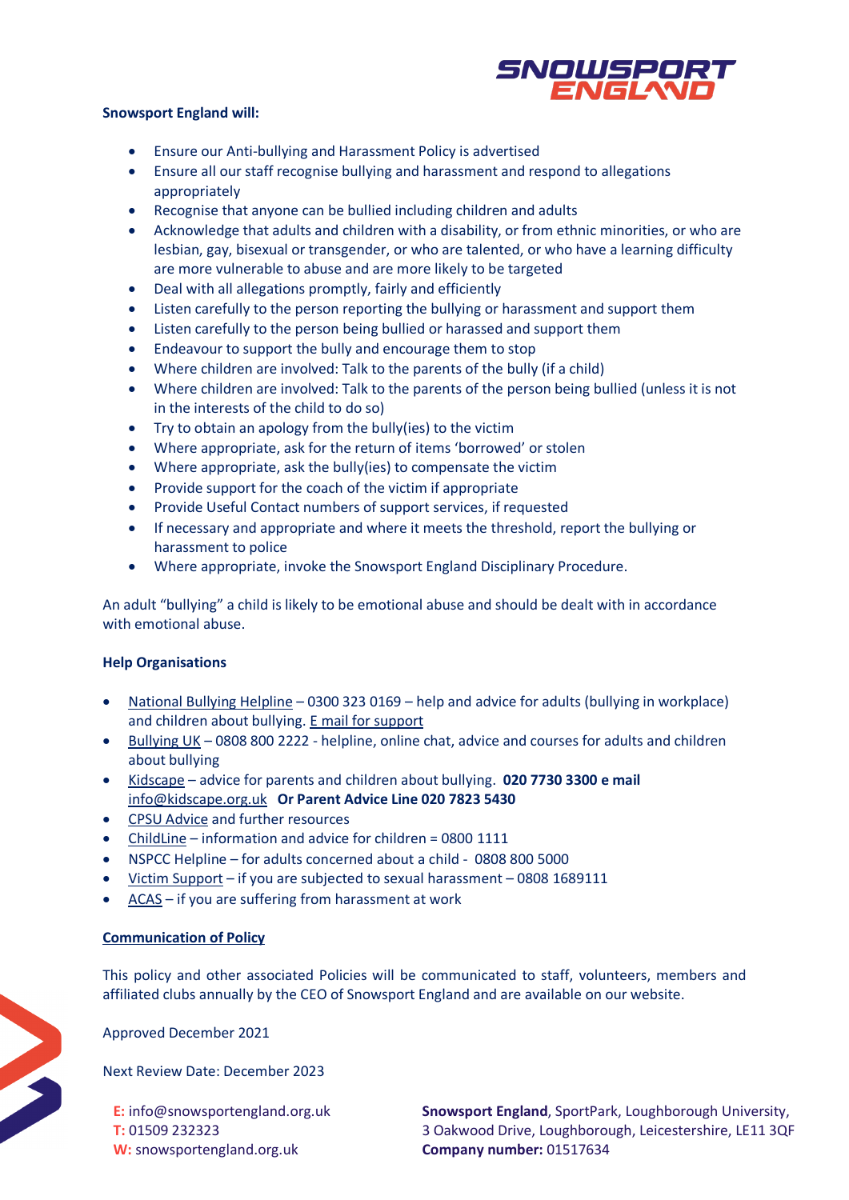**Snowsport England will:**

- Ensure our Anti-bullying and Harassment Policy is advertised
- Ensure all our staff recognise bullying and harassment and respond to allegations appropriately
- Recognise that anyone can be bullied including children and adults
- Acknowledge that adults and children with a disability, or from ethnic minorities, or who are lesbian, gay, bisexual or transgender, or who are talented, or who have a learning difficulty are more vulnerable to abuse and are more likely to be targeted
- Deal with all allegations promptly, fairly and efficiently
- Listen carefully to the person reporting the bullying or harassment and support them
- Listen carefully to the person being bullied or harassed and support them
- Endeavour to support the bully and encourage them to stop
- Where children are involved: Talk to the parents of the bully (if a child)
- Where children are involved: Talk to the parents of the person being bullied (unless it is not in the interests of the child to do so)
- Try to obtain an apology from the bully(ies) to the victim
- Where appropriate, ask for the return of items 'borrowed' or stolen
- Where appropriate, ask the bully(ies) to compensate the victim
- Provide support for the coach of the victim if appropriate
- Provide Useful Contact numbers of support services, if requested
- If necessary and appropriate and where it meets the threshold, report the bullying or harassment to police
- Where appropriate, invoke the Snowsport England Disciplinary Procedure.

An adult "bullying" a child is likely to be emotional abuse and should be dealt with in accordance with emotional abuse.

**Help Organisations**

- National Bullying Helpline – 0300 323 0169 – help and advice for adults (bullying in workplace) and children about bullying. E mail for support
- Bullying UK – 0808 800 2222 - helpline, online chat, advice and courses for adults and children about bullying
- Kidscape – advice for parents and children about bullying. **020 7730 3300 e mail** info@kidscape.org.uk **Or Parent Advice Line 020 7823 5430**
- CPSU Advice and further resources
- ChildLine – information and advice for children = 0800 1111
- NSPCC Helpline – for adults concerned about a child - 0808 800 5000
- Victim Support – if you are subjected to sexual harassment – 0808 1689111
- ACAS – if you are suffering from harassment at work

**Communication of Policy**

This policy and other associated Policies will be communicated to staff, volunteers, members and affiliated clubs annually by the CEO of Snowsport England and are available on our website.

Approved December 2021

Next Review Date: December 2023

**E:** info@snowsportengland.org.uk
**T:** 01509 232323
**W:** snowsportengland.org.uk

**Snowsport England**, SportPark, Loughborough University, 3 Oakwood Drive, Loughborough, Leicestershire, LE11 3QF
**Company number:** 01517634